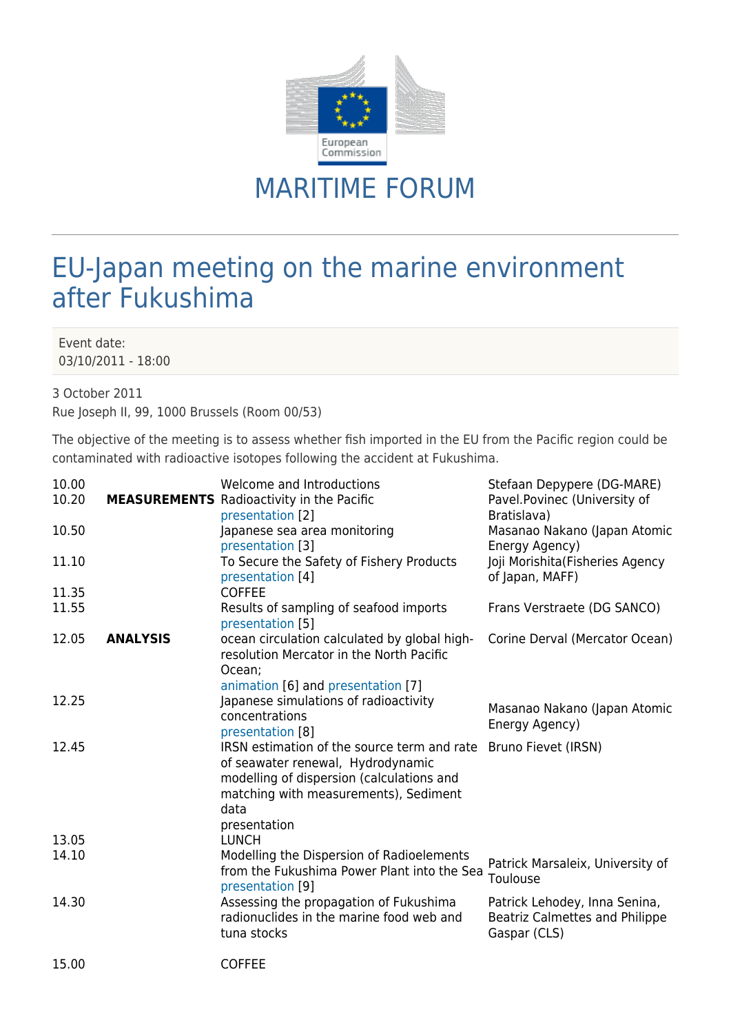# MARITIME FORUM

## EU-Japan meeting on the marine environment after Fukushima

Event date:
03/10/2011 - 18:00

3 October 2011
Rue Joseph II, 99, 1000 Brussels (Room 00/53)

The objective of the meeting is to assess whether fish imported in the EU from the Pacific region could be contaminated with radioactive isotopes following the accident at Fukushima.

| | | | |
|---|---|---|---|
| 10.00 | | Welcome and Introductions | Stefaan Depypere (DG-MARE) |
| 10.20 | **MEASUREMENTS** | Radioactivity in the Pacific presentation [2] | Pavel.Povinec (University of Bratislava) |
| 10.50 | | Japanese sea area monitoring presentation [3] | Masanao Nakano (Japan Atomic Energy Agency) |
| 11.10 | | To Secure the Safety of Fishery Products presentation [4] | Joji Morishita(Fisheries Agency of Japan, MAFF) |
| 11.35 | | COFFEE | |
| 11.55 | | Results of sampling of seafood imports presentation [5] | Frans Verstraete (DG SANCO) |
| 12.05 | **ANALYSIS** | ocean circulation calculated by global high-resolution Mercator in the North Pacific Ocean; animation [6] and presentation [7] | Corine Derval (Mercator Ocean) |
| 12.25 | | Japanese simulations of radioactivity concentrations presentation [8] | Masanao Nakano (Japan Atomic Energy Agency) |
| 12.45 | | IRSN estimation of the source term and rate of seawater renewal, Hydrodynamic modelling of dispersion (calculations and matching with measurements), Sediment data presentation | Bruno Fievet (IRSN) |
| 13.05 | | LUNCH | |
| 14.10 | | Modelling the Dispersion of Radioelements from the Fukushima Power Plant into the Sea presentation [9] | Patrick Marsaleix, University of Toulouse |
| 14.30 | | Assessing the propagation of Fukushima radionuclides in the marine food web and tuna stocks | Patrick Lehodey, Inna Senina, Beatriz Calmettes and Philippe Gaspar (CLS) |
| 15.00 | | COFFEE | |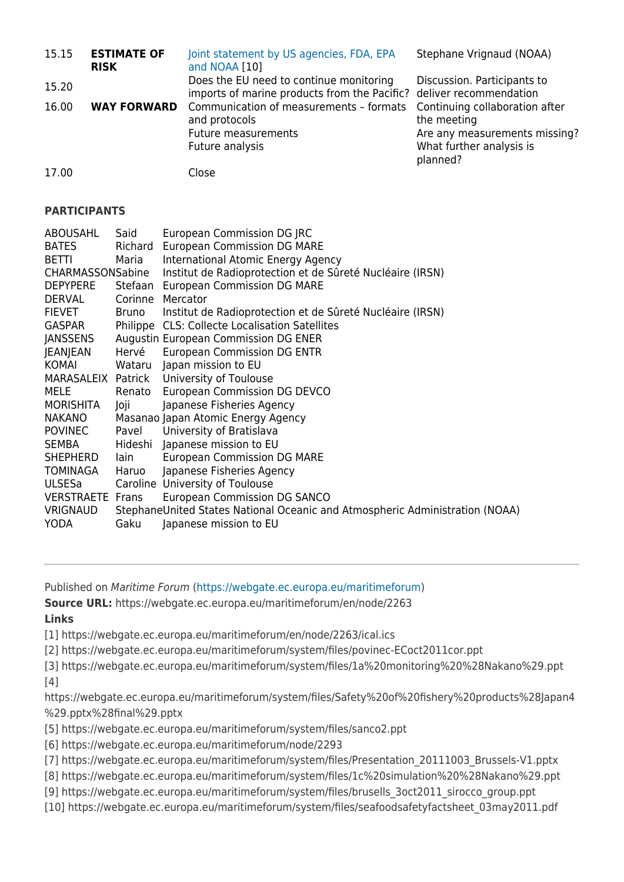| | | | |
|---|---|---|---|
| 15.15 | **ESTIMATE OF RISK** | Joint statement by US agencies, FDA, EPA and NOAA [10] | Stephane Vrignaud (NOAA) |
| 15.20 | | Does the EU need to continue monitoring imports of marine products from the Pacific? | Discussion. Participants to deliver recommendation |
| 16.00 | **WAY FORWARD** | Communication of measurements – formats and protocols<br>Future measurements<br>Future analysis | Continuing collaboration after the meeting<br>Are any measurements missing?<br>What further analysis is planned? |
| 17.00 | | Close | |

**PARTICIPANTS**

| | | |
|---|---|---|
| ABOUSAHL | Said | European Commission DG JRC |
| BATES | Richard | European Commission DG MARE |
| BETTI | Maria | International Atomic Energy Agency |
| CHARMASSON | Sabine | Institut de Radioprotection et de Sûreté Nucléaire (IRSN) |
| DEPYPERE | Stefaan | European Commission DG MARE |
| DERVAL | Corinne | Mercator |
| FIEVET | Bruno | Institut de Radioprotection et de Sûreté Nucléaire (IRSN) |
| GASPAR | Philippe | CLS: Collecte Localisation Satellites |
| JANSSENS | Augustin | European Commission DG ENER |
| JEANJEAN | Hervé | European Commission DG ENTR |
| KOMAI | Wataru | Japan mission to EU |
| MARASALEIX | Patrick | University of Toulouse |
| MELE | Renato | European Commission DG DEVCO |
| MORISHITA | Joji | Japanese Fisheries Agency |
| NAKANO | Masanao | Japan Atomic Energy Agency |
| POVINEC | Pavel | University of Bratislava |
| SEMBA | Hideshi | Japanese mission to EU |
| SHEPHERD | Iain | European Commission DG MARE |
| TOMINAGA | Haruo | Japanese Fisheries Agency |
| ULSESa | Caroline | University of Toulouse |
| VERSTRAETE | Frans | European Commission DG SANCO |
| VRIGNAUD | Stephane | United States National Oceanic and Atmospheric Administration (NOAA) |
| YODA | Gaku | Japanese mission to EU |

---

Published on *Maritime Forum* (https://webgate.ec.europa.eu/maritimeforum)

**Source URL:** https://webgate.ec.europa.eu/maritimeforum/en/node/2263

**Links**

[1] https://webgate.ec.europa.eu/maritimeforum/en/node/2263/ical.ics
[2] https://webgate.ec.europa.eu/maritimeforum/system/files/povinec-ECoct2011cor.ppt
[3] https://webgate.ec.europa.eu/maritimeforum/system/files/1a%20monitoring%20%28Nakano%29.ppt
[4] https://webgate.ec.europa.eu/maritimeforum/system/files/Safety%20of%20fishery%20products%28Japan4%29.pptx%28final%29.pptx
[5] https://webgate.ec.europa.eu/maritimeforum/system/files/sanco2.ppt
[6] https://webgate.ec.europa.eu/maritimeforum/node/2293
[7] https://webgate.ec.europa.eu/maritimeforum/system/files/Presentation_20111003_Brussels-V1.pptx
[8] https://webgate.ec.europa.eu/maritimeforum/system/files/1c%20simulation%20%28Nakano%29.ppt
[9] https://webgate.ec.europa.eu/maritimeforum/system/files/brusells_3oct2011_sirocco_group.ppt
[10] https://webgate.ec.europa.eu/maritimeforum/system/files/seafoodsafetyfactsheet_03may2011.pdf